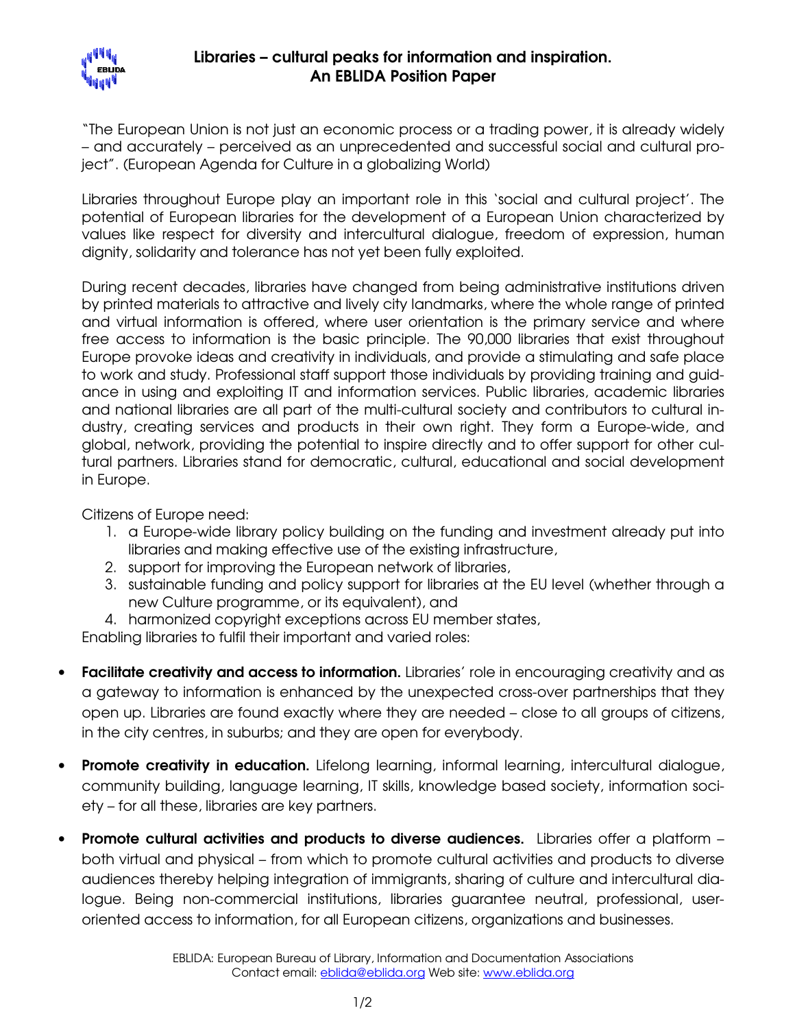# Libraries – cultural peaks for information and inspiration. An EBLIDA Position Paper

"The European Union is not just an economic process or a trading power, it is already widely – and accurately – perceived as an unprecedented and successful social and cultural project". (European Agenda for Culture in a globalizing World)

Libraries throughout Europe play an important role in this 'social and cultural project'. The potential of European libraries for the development of a European Union characterized by values like respect for diversity and intercultural dialogue, freedom of expression, human dignity, solidarity and tolerance has not yet been fully exploited.

During recent decades, libraries have changed from being administrative institutions driven by printed materials to attractive and lively city landmarks, where the whole range of printed and virtual information is offered, where user orientation is the primary service and where free access to information is the basic principle. The 90,000 libraries that exist throughout Europe provoke ideas and creativity in individuals, and provide a stimulating and safe place to work and study. Professional staff support those individuals by providing training and guidance in using and exploiting IT and information services. Public libraries, academic libraries and national libraries are all part of the multi-cultural society and contributors to cultural industry, creating services and products in their own right. They form a Europe-wide, and global, network, providing the potential to inspire directly and to offer support for other cultural partners. Libraries stand for democratic, cultural, educational and social development in Europe.

Citizens of Europe need:

1. a Europe-wide library policy building on the funding and investment already put into libraries and making effective use of the existing infrastructure,
2. support for improving the European network of libraries,
3. sustainable funding and policy support for libraries at the EU level (whether through a new Culture programme, or its equivalent), and
4. harmonized copyright exceptions across EU member states,

Enabling libraries to fulfil their important and varied roles:

- **Facilitate creativity and access to information.** Libraries' role in encouraging creativity and as a gateway to information is enhanced by the unexpected cross-over partnerships that they open up. Libraries are found exactly where they are needed – close to all groups of citizens, in the city centres, in suburbs; and they are open for everybody.

- **Promote creativity in education.** Lifelong learning, informal learning, intercultural dialogue, community building, language learning, IT skills, knowledge based society, information society – for all these, libraries are key partners.

- **Promote cultural activities and products to diverse audiences.** Libraries offer a platform – both virtual and physical – from which to promote cultural activities and products to diverse audiences thereby helping integration of immigrants, sharing of culture and intercultural dialogue. Being non-commercial institutions, libraries guarantee neutral, professional, user-oriented access to information, for all European citizens, organizations and businesses.

EBLIDA: European Bureau of Library, Information and Documentation Associations
Contact email: eblida@eblida.org Web site: www.eblida.org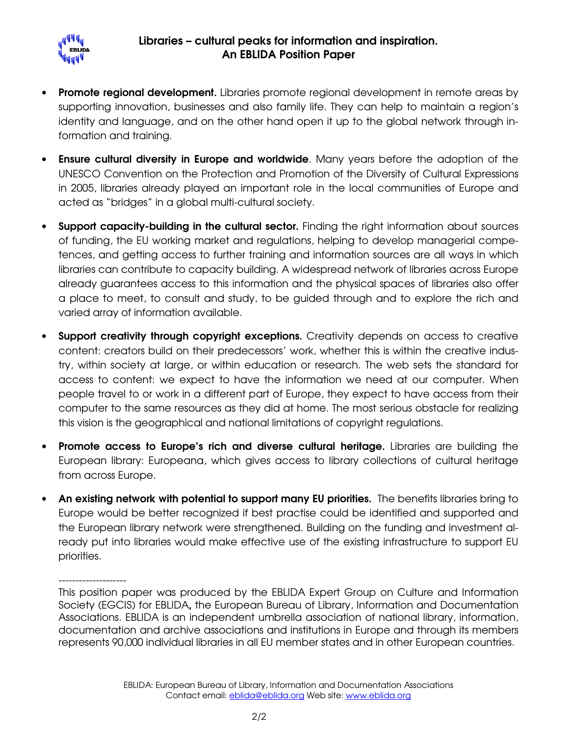- **Promote regional development.** Libraries promote regional development in remote areas by supporting innovation, businesses and also family life. They can help to maintain a region's identity and language, and on the other hand open it up to the global network through information and training.

- **Ensure cultural diversity in Europe and worldwide**. Many years before the adoption of the UNESCO Convention on the Protection and Promotion of the Diversity of Cultural Expressions in 2005, libraries already played an important role in the local communities of Europe and acted as "bridges" in a global multi-cultural society.

- **Support capacity-building in the cultural sector.** Finding the right information about sources of funding, the EU working market and regulations, helping to develop managerial competences, and getting access to further training and information sources are all ways in which libraries can contribute to capacity building. A widespread network of libraries across Europe already guarantees access to this information and the physical spaces of libraries also offer a place to meet, to consult and study, to be guided through and to explore the rich and varied array of information available.

- **Support creativity through copyright exceptions.** Creativity depends on access to creative content: creators build on their predecessors' work, whether this is within the creative industry, within society at large, or within education or research. The web sets the standard for access to content: we expect to have the information we need at our computer. When people travel to or work in a different part of Europe, they expect to have access from their computer to the same resources as they did at home. The most serious obstacle for realizing this vision is the geographical and national limitations of copyright regulations.

- **Promote access to Europe's rich and diverse cultural heritage.** Libraries are building the European library: Europeana, which gives access to library collections of cultural heritage from across Europe.

- **An existing network with potential to support many EU priorities.** The benefits libraries bring to Europe would be better recognized if best practise could be identified and supported and the European library network were strengthened. Building on the funding and investment already put into libraries would make effective use of the existing infrastructure to support EU priorities.

--------------------

This position paper was produced by the EBLIDA Expert Group on Culture and Information Society (EGCIS) for EBLIDA, the European Bureau of Library, Information and Documentation Associations. EBLIDA is an independent umbrella association of national library, information, documentation and archive associations and institutions in Europe and through its members represents 90,000 individual libraries in all EU member states and in other European countries.

EBLIDA: European Bureau of Library, Information and Documentation Associations
Contact email: eblida@eblida.org Web site: www.eblida.org